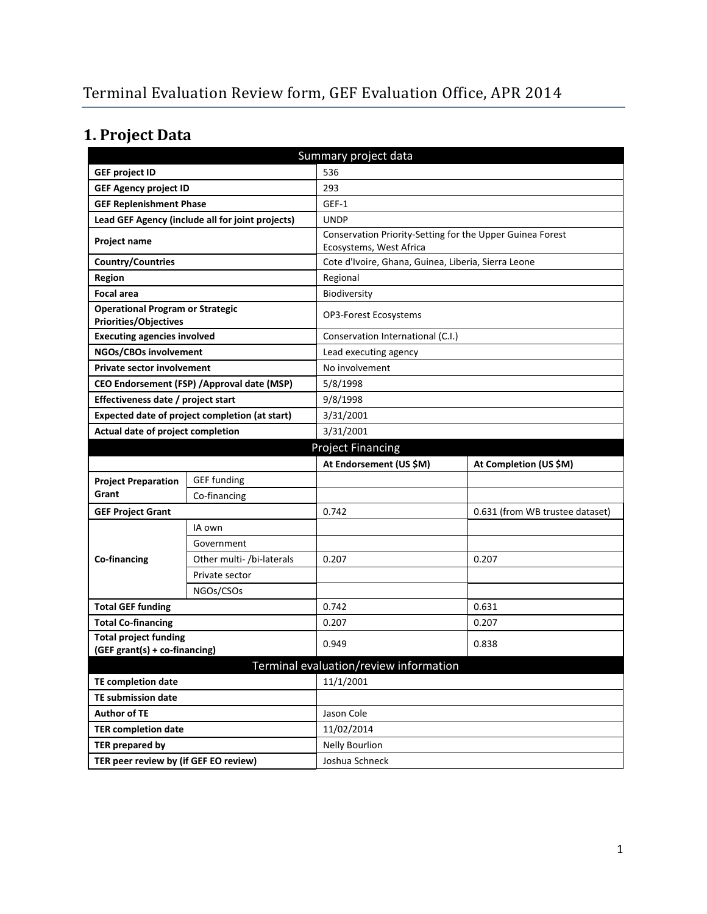# Terminal Evaluation Review form, GEF Evaluation Office, APR 2014

## 1. Project Data

| Summary project data | | | |
|---|---|---|---|
| **GEF project ID** | | 536 | |
| **GEF Agency project ID** | | 293 | |
| **GEF Replenishment Phase** | | GEF-1 | |
| **Lead GEF Agency (include all for joint projects)** | | UNDP | |
| **Project name** | | Conservation Priority-Setting for the Upper Guinea Forest Ecosystems, West Africa | |
| **Country/Countries** | | Cote d'Ivoire, Ghana, Guinea, Liberia, Sierra Leone | |
| **Region** | | Regional | |
| **Focal area** | | Biodiversity | |
| **Operational Program or Strategic Priorities/Objectives** | | OP3-Forest Ecosystems | |
| **Executing agencies involved** | | Conservation International (C.I.) | |
| **NGOs/CBOs involvement** | | Lead executing agency | |
| **Private sector involvement** | | No involvement | |
| **CEO Endorsement (FSP) /Approval date (MSP)** | | 5/8/1998 | |
| **Effectiveness date / project start** | | 9/8/1998 | |
| **Expected date of project completion (at start)** | | 3/31/2001 | |
| **Actual date of project completion** | | 3/31/2001 | |
| **Project Financing** | | | |
| | | **At Endorsement (US $M)** | **At Completion (US $M)** |
| **Project Preparation Grant** | GEF funding | | |
| | Co-financing | | |
| **GEF Project Grant** | | 0.742 | 0.631 (from WB trustee dataset) |
| **Co-financing** | IA own | | |
| | Government | | |
| | Other multi- /bi-laterals | 0.207 | 0.207 |
| | Private sector | | |
| | NGOs/CSOs | | |
| **Total GEF funding** | | 0.742 | 0.631 |
| **Total Co-financing** | | 0.207 | 0.207 |
| **Total project funding (GEF grant(s) + co-financing)** | | 0.949 | 0.838 |
| **Terminal evaluation/review information** | | | |
| **TE completion date** | | 11/1/2001 | |
| **TE submission date** | | | |
| **Author of TE** | | Jason Cole | |
| **TER completion date** | | 11/02/2014 | |
| **TER prepared by** | | Nelly Bourlion | |
| **TER peer review by (if GEF EO review)** | | Joshua Schneck | |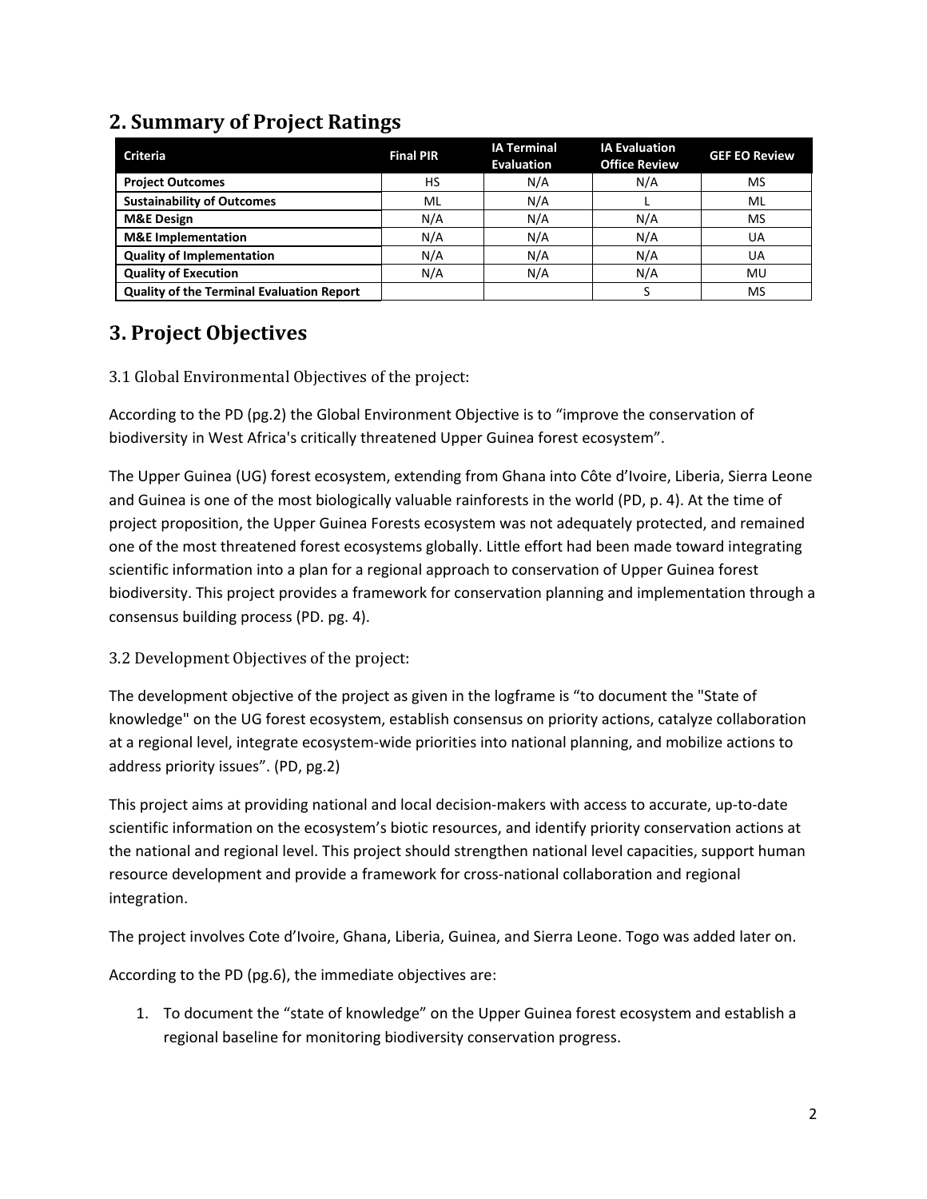## 2. Summary of Project Ratings

| Criteria | Final PIR | IA Terminal Evaluation | IA Evaluation Office Review | GEF EO Review |
|---|---|---|---|---|
| **Project Outcomes** | HS | N/A | N/A | MS |
| **Sustainability of Outcomes** | ML | N/A | L | ML |
| **M&E Design** | N/A | N/A | N/A | MS |
| **M&E Implementation** | N/A | N/A | N/A | UA |
| **Quality of Implementation** | N/A | N/A | N/A | UA |
| **Quality of Execution** | N/A | N/A | N/A | MU |
| **Quality of the Terminal Evaluation Report** | | | S | MS |

## 3. Project Objectives

### 3.1 Global Environmental Objectives of the project:

According to the PD (pg.2) the Global Environment Objective is to "improve the conservation of biodiversity in West Africa's critically threatened Upper Guinea forest ecosystem".

The Upper Guinea (UG) forest ecosystem, extending from Ghana into Côte d'Ivoire, Liberia, Sierra Leone and Guinea is one of the most biologically valuable rainforests in the world (PD, p. 4). At the time of project proposition, the Upper Guinea Forests ecosystem was not adequately protected, and remained one of the most threatened forest ecosystems globally. Little effort had been made toward integrating scientific information into a plan for a regional approach to conservation of Upper Guinea forest biodiversity. This project provides a framework for conservation planning and implementation through a consensus building process (PD. pg. 4).

### 3.2 Development Objectives of the project:

The development objective of the project as given in the logframe is "to document the "State of knowledge" on the UG forest ecosystem, establish consensus on priority actions, catalyze collaboration at a regional level, integrate ecosystem-wide priorities into national planning, and mobilize actions to address priority issues". (PD, pg.2)

This project aims at providing national and local decision-makers with access to accurate, up-to-date scientific information on the ecosystem's biotic resources, and identify priority conservation actions at the national and regional level. This project should strengthen national level capacities, support human resource development and provide a framework for cross-national collaboration and regional integration.

The project involves Cote d'Ivoire, Ghana, Liberia, Guinea, and Sierra Leone. Togo was added later on.

According to the PD (pg.6), the immediate objectives are:

1. To document the "state of knowledge" on the Upper Guinea forest ecosystem and establish a regional baseline for monitoring biodiversity conservation progress.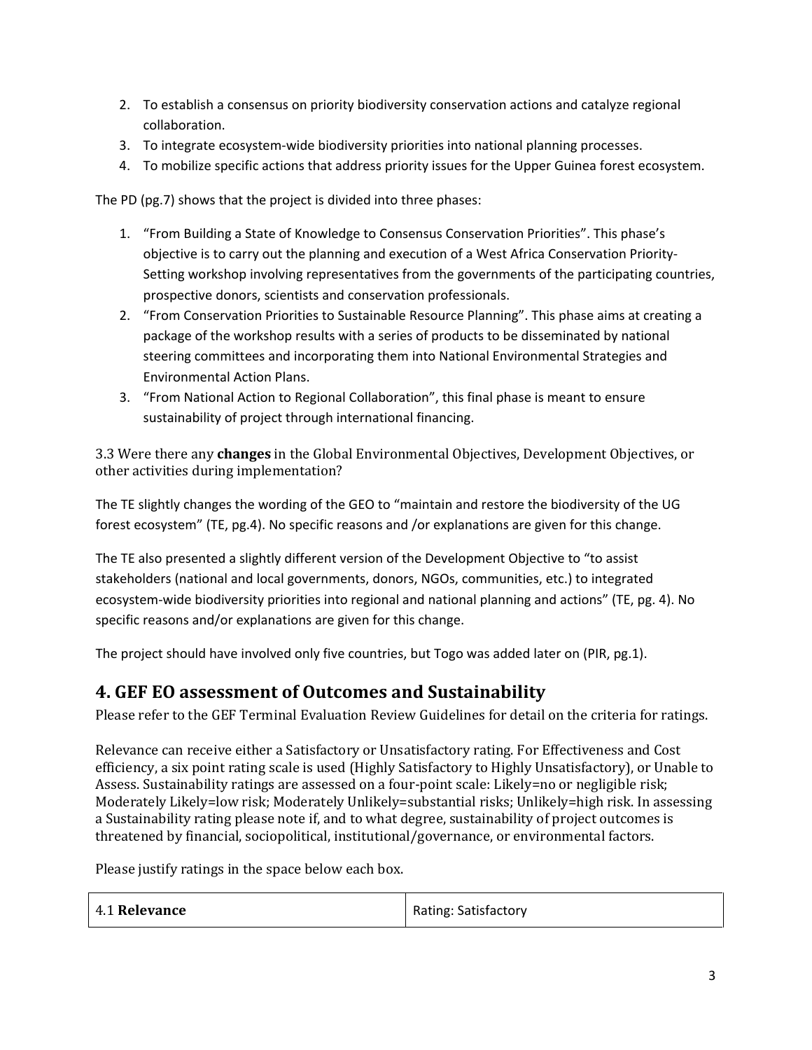2. To establish a consensus on priority biodiversity conservation actions and catalyze regional collaboration.
3. To integrate ecosystem-wide biodiversity priorities into national planning processes.
4. To mobilize specific actions that address priority issues for the Upper Guinea forest ecosystem.

The PD (pg.7) shows that the project is divided into three phases:

1. "From Building a State of Knowledge to Consensus Conservation Priorities". This phase's objective is to carry out the planning and execution of a West Africa Conservation Priority-Setting workshop involving representatives from the governments of the participating countries, prospective donors, scientists and conservation professionals.
2. "From Conservation Priorities to Sustainable Resource Planning". This phase aims at creating a package of the workshop results with a series of products to be disseminated by national steering committees and incorporating them into National Environmental Strategies and Environmental Action Plans.
3. "From National Action to Regional Collaboration", this final phase is meant to ensure sustainability of project through international financing.

3.3 Were there any **changes** in the Global Environmental Objectives, Development Objectives, or other activities during implementation?

The TE slightly changes the wording of the GEO to "maintain and restore the biodiversity of the UG forest ecosystem" (TE, pg.4). No specific reasons and /or explanations are given for this change.

The TE also presented a slightly different version of the Development Objective to "to assist stakeholders (national and local governments, donors, NGOs, communities, etc.) to integrated ecosystem-wide biodiversity priorities into regional and national planning and actions" (TE, pg. 4). No specific reasons and/or explanations are given for this change.

The project should have involved only five countries, but Togo was added later on (PIR, pg.1).

## 4. GEF EO assessment of Outcomes and Sustainability

Please refer to the GEF Terminal Evaluation Review Guidelines for detail on the criteria for ratings.

Relevance can receive either a Satisfactory or Unsatisfactory rating. For Effectiveness and Cost efficiency, a six point rating scale is used (Highly Satisfactory to Highly Unsatisfactory), or Unable to Assess. Sustainability ratings are assessed on a four-point scale: Likely=no or negligible risk; Moderately Likely=low risk; Moderately Unlikely=substantial risks; Unlikely=high risk. In assessing a Sustainability rating please note if, and to what degree, sustainability of project outcomes is threatened by financial, sociopolitical, institutional/governance, or environmental factors.

Please justify ratings in the space below each box.

| 4.1 **Relevance** | Rating: Satisfactory |
|---|---|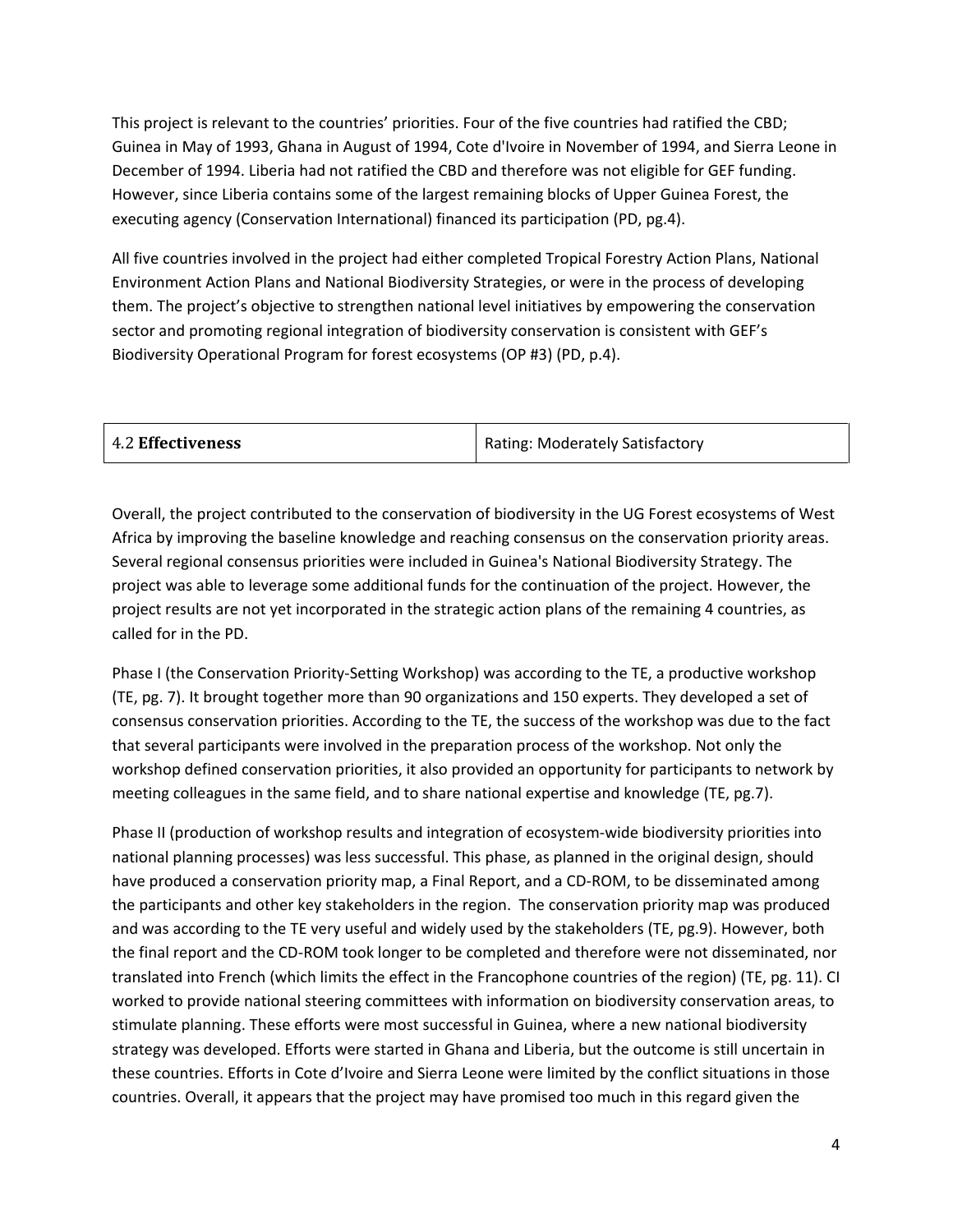This project is relevant to the countries' priorities. Four of the five countries had ratified the CBD; Guinea in May of 1993, Ghana in August of 1994, Cote d'Ivoire in November of 1994, and Sierra Leone in December of 1994. Liberia had not ratified the CBD and therefore was not eligible for GEF funding. However, since Liberia contains some of the largest remaining blocks of Upper Guinea Forest, the executing agency (Conservation International) financed its participation (PD, pg.4).

All five countries involved in the project had either completed Tropical Forestry Action Plans, National Environment Action Plans and National Biodiversity Strategies, or were in the process of developing them. The project's objective to strengthen national level initiatives by empowering the conservation sector and promoting regional integration of biodiversity conservation is consistent with GEF's Biodiversity Operational Program for forest ecosystems (OP #3) (PD, p.4).

| 4.2 **Effectiveness** | Rating: Moderately Satisfactory |
|---|---|

Overall, the project contributed to the conservation of biodiversity in the UG Forest ecosystems of West Africa by improving the baseline knowledge and reaching consensus on the conservation priority areas. Several regional consensus priorities were included in Guinea's National Biodiversity Strategy. The project was able to leverage some additional funds for the continuation of the project. However, the project results are not yet incorporated in the strategic action plans of the remaining 4 countries, as called for in the PD.

Phase I (the Conservation Priority-Setting Workshop) was according to the TE, a productive workshop (TE, pg. 7). It brought together more than 90 organizations and 150 experts. They developed a set of consensus conservation priorities. According to the TE, the success of the workshop was due to the fact that several participants were involved in the preparation process of the workshop. Not only the workshop defined conservation priorities, it also provided an opportunity for participants to network by meeting colleagues in the same field, and to share national expertise and knowledge (TE, pg.7).

Phase II (production of workshop results and integration of ecosystem-wide biodiversity priorities into national planning processes) was less successful. This phase, as planned in the original design, should have produced a conservation priority map, a Final Report, and a CD-ROM, to be disseminated among the participants and other key stakeholders in the region. The conservation priority map was produced and was according to the TE very useful and widely used by the stakeholders (TE, pg.9). However, both the final report and the CD-ROM took longer to be completed and therefore were not disseminated, nor translated into French (which limits the effect in the Francophone countries of the region) (TE, pg. 11). CI worked to provide national steering committees with information on biodiversity conservation areas, to stimulate planning. These efforts were most successful in Guinea, where a new national biodiversity strategy was developed. Efforts were started in Ghana and Liberia, but the outcome is still uncertain in these countries. Efforts in Cote d'Ivoire and Sierra Leone were limited by the conflict situations in those countries. Overall, it appears that the project may have promised too much in this regard given the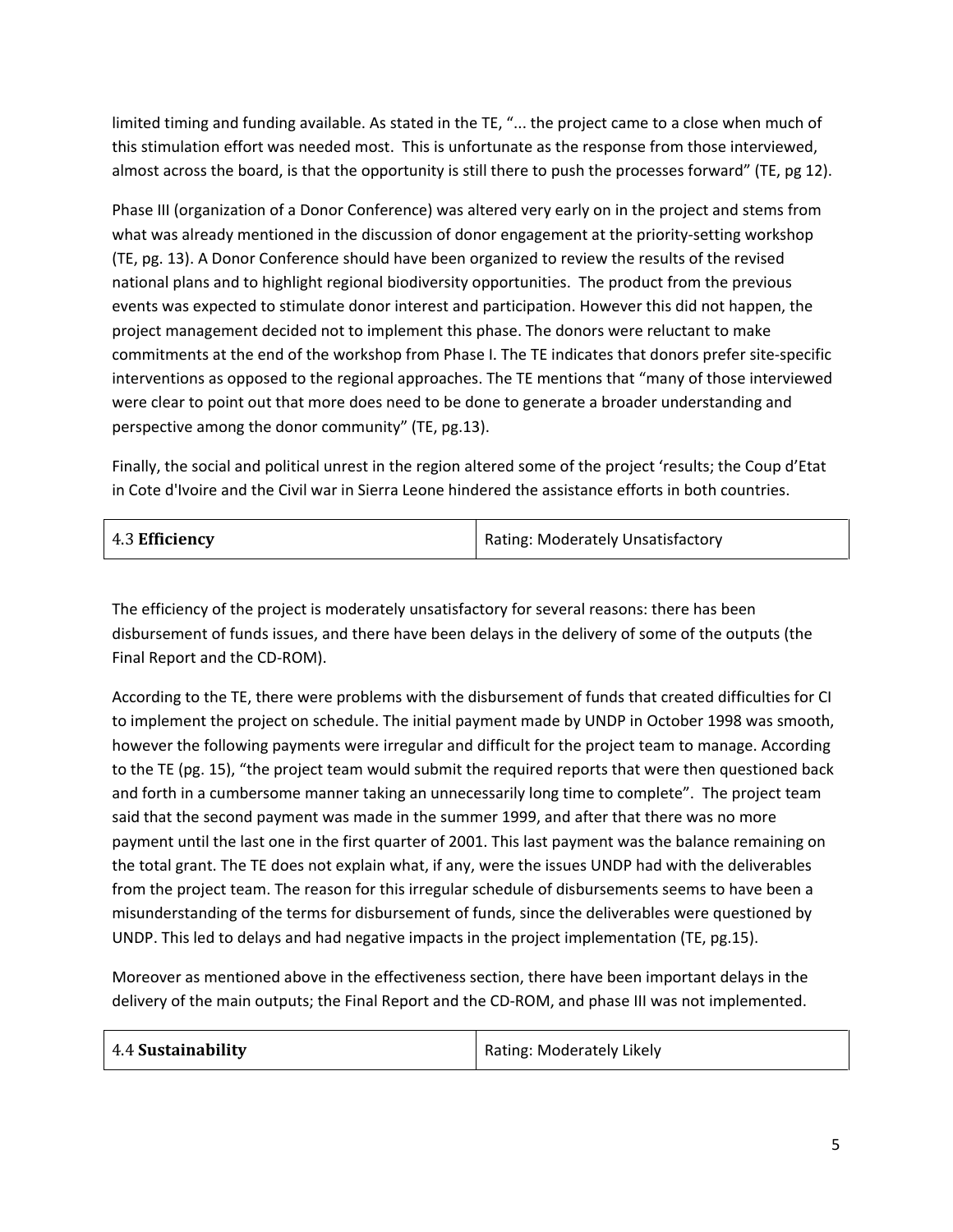limited timing and funding available. As stated in the TE, "... the project came to a close when much of this stimulation effort was needed most. This is unfortunate as the response from those interviewed, almost across the board, is that the opportunity is still there to push the processes forward" (TE, pg 12).

Phase III (organization of a Donor Conference) was altered very early on in the project and stems from what was already mentioned in the discussion of donor engagement at the priority-setting workshop (TE, pg. 13). A Donor Conference should have been organized to review the results of the revised national plans and to highlight regional biodiversity opportunities. The product from the previous events was expected to stimulate donor interest and participation. However this did not happen, the project management decided not to implement this phase. The donors were reluctant to make commitments at the end of the workshop from Phase I. The TE indicates that donors prefer site-specific interventions as opposed to the regional approaches. The TE mentions that "many of those interviewed were clear to point out that more does need to be done to generate a broader understanding and perspective among the donor community" (TE, pg.13).

Finally, the social and political unrest in the region altered some of the project 'results; the Coup d'Etat in Cote d'Ivoire and the Civil war in Sierra Leone hindered the assistance efforts in both countries.

| 4.3 **Efficiency** | Rating: Moderately Unsatisfactory |
|---|---|

The efficiency of the project is moderately unsatisfactory for several reasons: there has been disbursement of funds issues, and there have been delays in the delivery of some of the outputs (the Final Report and the CD-ROM).

According to the TE, there were problems with the disbursement of funds that created difficulties for CI to implement the project on schedule. The initial payment made by UNDP in October 1998 was smooth, however the following payments were irregular and difficult for the project team to manage. According to the TE (pg. 15), "the project team would submit the required reports that were then questioned back and forth in a cumbersome manner taking an unnecessarily long time to complete". The project team said that the second payment was made in the summer 1999, and after that there was no more payment until the last one in the first quarter of 2001. This last payment was the balance remaining on the total grant. The TE does not explain what, if any, were the issues UNDP had with the deliverables from the project team. The reason for this irregular schedule of disbursements seems to have been a misunderstanding of the terms for disbursement of funds, since the deliverables were questioned by UNDP. This led to delays and had negative impacts in the project implementation (TE, pg.15).

Moreover as mentioned above in the effectiveness section, there have been important delays in the delivery of the main outputs; the Final Report and the CD-ROM, and phase III was not implemented.

| 4.4 **Sustainability** | Rating: Moderately Likely |
|---|---|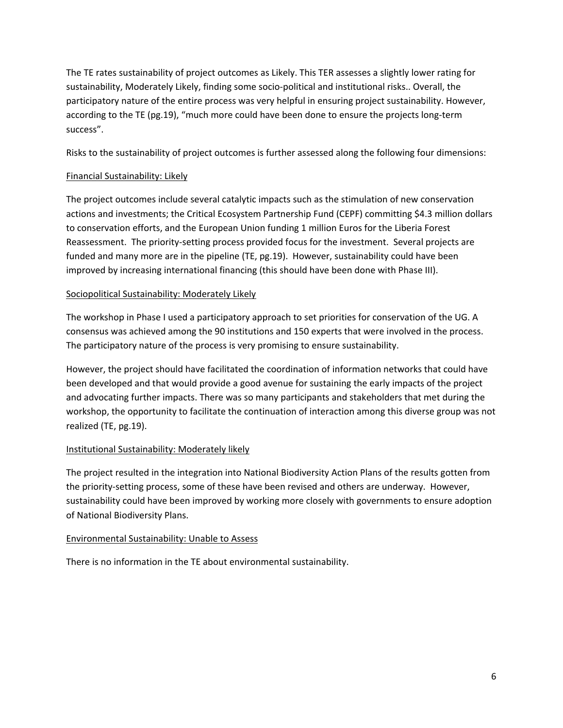The TE rates sustainability of project outcomes as Likely. This TER assesses a slightly lower rating for sustainability, Moderately Likely, finding some socio-political and institutional risks.. Overall, the participatory nature of the entire process was very helpful in ensuring project sustainability. However, according to the TE (pg.19), "much more could have been done to ensure the projects long-term success".

Risks to the sustainability of project outcomes is further assessed along the following four dimensions:

<u>Financial Sustainability: Likely</u>

The project outcomes include several catalytic impacts such as the stimulation of new conservation actions and investments; the Critical Ecosystem Partnership Fund (CEPF) committing $4.3 million dollars to conservation efforts, and the European Union funding 1 million Euros for the Liberia Forest Reassessment. The priority-setting process provided focus for the investment. Several projects are funded and many more are in the pipeline (TE, pg.19). However, sustainability could have been improved by increasing international financing (this should have been done with Phase III).

<u>Sociopolitical Sustainability: Moderately Likely</u>

The workshop in Phase I used a participatory approach to set priorities for conservation of the UG. A consensus was achieved among the 90 institutions and 150 experts that were involved in the process. The participatory nature of the process is very promising to ensure sustainability.

However, the project should have facilitated the coordination of information networks that could have been developed and that would provide a good avenue for sustaining the early impacts of the project and advocating further impacts. There was so many participants and stakeholders that met during the workshop, the opportunity to facilitate the continuation of interaction among this diverse group was not realized (TE, pg.19).

<u>Institutional Sustainability: Moderately likely</u>

The project resulted in the integration into National Biodiversity Action Plans of the results gotten from the priority-setting process, some of these have been revised and others are underway. However, sustainability could have been improved by working more closely with governments to ensure adoption of National Biodiversity Plans.

<u>Environmental Sustainability: Unable to Assess</u>

There is no information in the TE about environmental sustainability.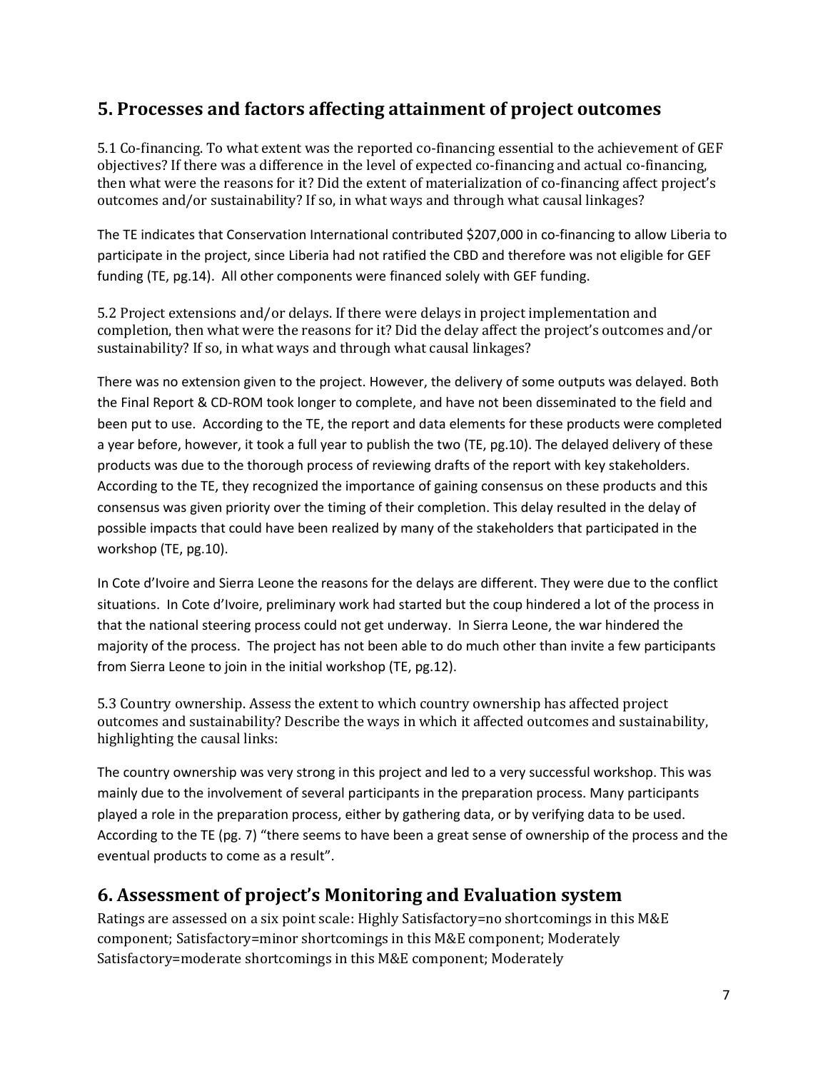## 5. Processes and factors affecting attainment of project outcomes

5.1 Co-financing. To what extent was the reported co-financing essential to the achievement of GEF objectives? If there was a difference in the level of expected co-financing and actual co-financing, then what were the reasons for it? Did the extent of materialization of co-financing affect project's outcomes and/or sustainability? If so, in what ways and through what causal linkages?

The TE indicates that Conservation International contributed $207,000 in co-financing to allow Liberia to participate in the project, since Liberia had not ratified the CBD and therefore was not eligible for GEF funding (TE, pg.14). All other components were financed solely with GEF funding.

5.2 Project extensions and/or delays. If there were delays in project implementation and completion, then what were the reasons for it? Did the delay affect the project's outcomes and/or sustainability? If so, in what ways and through what causal linkages?

There was no extension given to the project. However, the delivery of some outputs was delayed. Both the Final Report & CD-ROM took longer to complete, and have not been disseminated to the field and been put to use. According to the TE, the report and data elements for these products were completed a year before, however, it took a full year to publish the two (TE, pg.10). The delayed delivery of these products was due to the thorough process of reviewing drafts of the report with key stakeholders. According to the TE, they recognized the importance of gaining consensus on these products and this consensus was given priority over the timing of their completion. This delay resulted in the delay of possible impacts that could have been realized by many of the stakeholders that participated in the workshop (TE, pg.10).

In Cote d'Ivoire and Sierra Leone the reasons for the delays are different. They were due to the conflict situations. In Cote d'Ivoire, preliminary work had started but the coup hindered a lot of the process in that the national steering process could not get underway. In Sierra Leone, the war hindered the majority of the process. The project has not been able to do much other than invite a few participants from Sierra Leone to join in the initial workshop (TE, pg.12).

5.3 Country ownership. Assess the extent to which country ownership has affected project outcomes and sustainability? Describe the ways in which it affected outcomes and sustainability, highlighting the causal links:

The country ownership was very strong in this project and led to a very successful workshop. This was mainly due to the involvement of several participants in the preparation process. Many participants played a role in the preparation process, either by gathering data, or by verifying data to be used. According to the TE (pg. 7) "there seems to have been a great sense of ownership of the process and the eventual products to come as a result".

## 6. Assessment of project's Monitoring and Evaluation system

Ratings are assessed on a six point scale: Highly Satisfactory=no shortcomings in this M&E component; Satisfactory=minor shortcomings in this M&E component; Moderately Satisfactory=moderate shortcomings in this M&E component; Moderately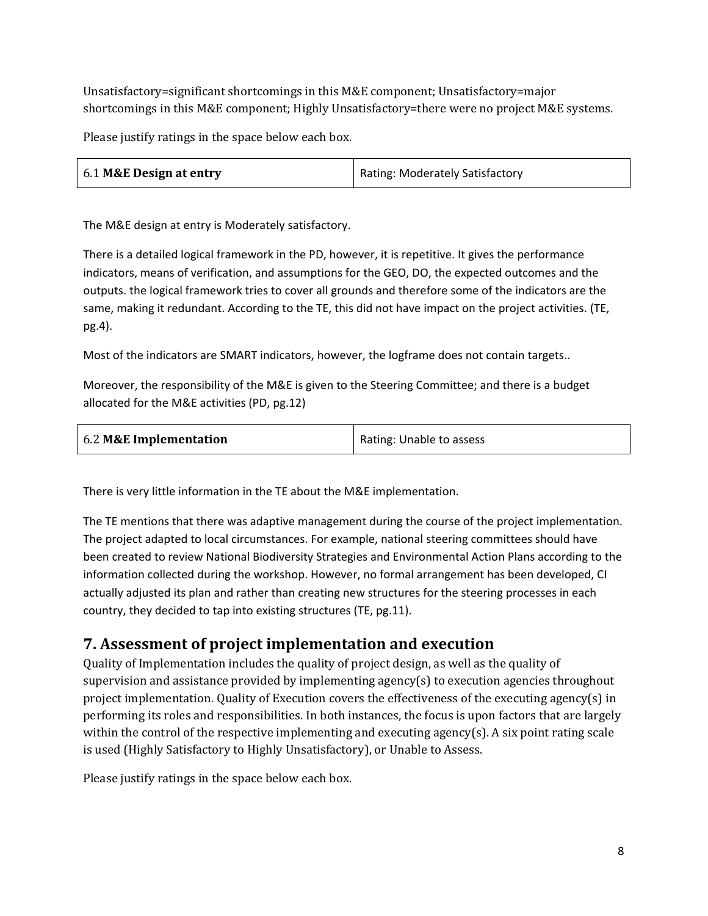Unsatisfactory=significant shortcomings in this M&E component; Unsatisfactory=major shortcomings in this M&E component; Highly Unsatisfactory=there were no project M&E systems.

Please justify ratings in the space below each box.

| 6.1 **M&E Design at entry** | Rating: Moderately Satisfactory |
|---|---|

The M&E design at entry is Moderately satisfactory.

There is a detailed logical framework in the PD, however, it is repetitive. It gives the performance indicators, means of verification, and assumptions for the GEO, DO, the expected outcomes and the outputs. the logical framework tries to cover all grounds and therefore some of the indicators are the same, making it redundant. According to the TE, this did not have impact on the project activities. (TE, pg.4).

Most of the indicators are SMART indicators, however, the logframe does not contain targets..

Moreover, the responsibility of the M&E is given to the Steering Committee; and there is a budget allocated for the M&E activities (PD, pg.12)

| 6.2 **M&E Implementation** | Rating: Unable to assess |
|---|---|

There is very little information in the TE about the M&E implementation.

The TE mentions that there was adaptive management during the course of the project implementation. The project adapted to local circumstances. For example, national steering committees should have been created to review National Biodiversity Strategies and Environmental Action Plans according to the information collected during the workshop. However, no formal arrangement has been developed, CI actually adjusted its plan and rather than creating new structures for the steering processes in each country, they decided to tap into existing structures (TE, pg.11).

## 7. Assessment of project implementation and execution

Quality of Implementation includes the quality of project design, as well as the quality of supervision and assistance provided by implementing agency(s) to execution agencies throughout project implementation. Quality of Execution covers the effectiveness of the executing agency(s) in performing its roles and responsibilities. In both instances, the focus is upon factors that are largely within the control of the respective implementing and executing agency(s). A six point rating scale is used (Highly Satisfactory to Highly Unsatisfactory), or Unable to Assess.

Please justify ratings in the space below each box.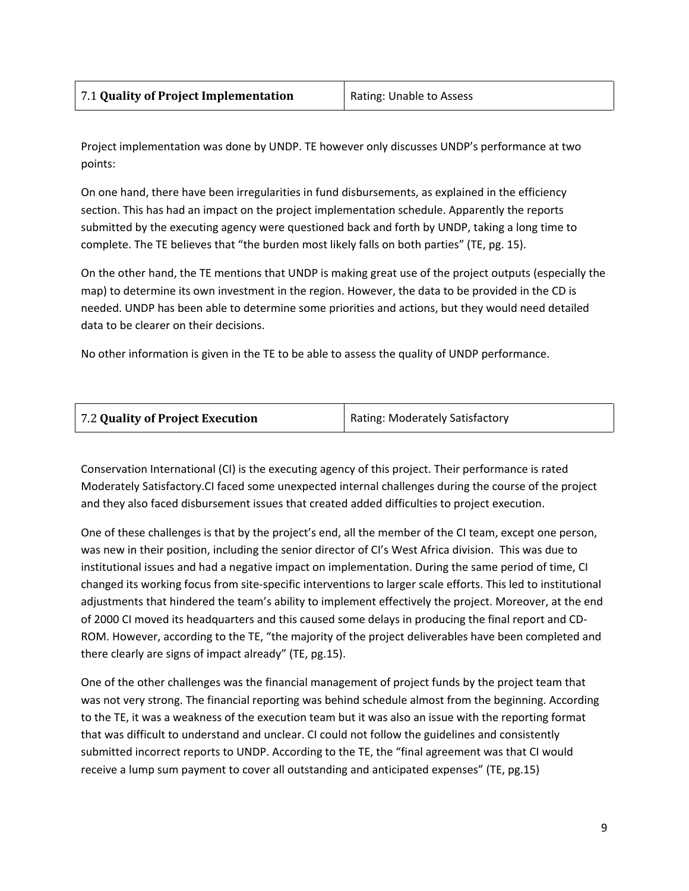| 7.1 **Quality of Project Implementation** | Rating: Unable to Assess |
|---|---|

Project implementation was done by UNDP. TE however only discusses UNDP's performance at two points:

On one hand, there have been irregularities in fund disbursements, as explained in the efficiency section. This has had an impact on the project implementation schedule. Apparently the reports submitted by the executing agency were questioned back and forth by UNDP, taking a long time to complete. The TE believes that "the burden most likely falls on both parties" (TE, pg. 15).

On the other hand, the TE mentions that UNDP is making great use of the project outputs (especially the map) to determine its own investment in the region. However, the data to be provided in the CD is needed. UNDP has been able to determine some priorities and actions, but they would need detailed data to be clearer on their decisions.

No other information is given in the TE to be able to assess the quality of UNDP performance.

| 7.2 **Quality of Project Execution** | Rating: Moderately Satisfactory |
|---|---|

Conservation International (CI) is the executing agency of this project. Their performance is rated Moderately Satisfactory.CI faced some unexpected internal challenges during the course of the project and they also faced disbursement issues that created added difficulties to project execution.

One of these challenges is that by the project's end, all the member of the CI team, except one person, was new in their position, including the senior director of CI's West Africa division. This was due to institutional issues and had a negative impact on implementation. During the same period of time, CI changed its working focus from site-specific interventions to larger scale efforts. This led to institutional adjustments that hindered the team's ability to implement effectively the project. Moreover, at the end of 2000 CI moved its headquarters and this caused some delays in producing the final report and CD-ROM. However, according to the TE, "the majority of the project deliverables have been completed and there clearly are signs of impact already" (TE, pg.15).

One of the other challenges was the financial management of project funds by the project team that was not very strong. The financial reporting was behind schedule almost from the beginning. According to the TE, it was a weakness of the execution team but it was also an issue with the reporting format that was difficult to understand and unclear. CI could not follow the guidelines and consistently submitted incorrect reports to UNDP. According to the TE, the "final agreement was that CI would receive a lump sum payment to cover all outstanding and anticipated expenses" (TE, pg.15)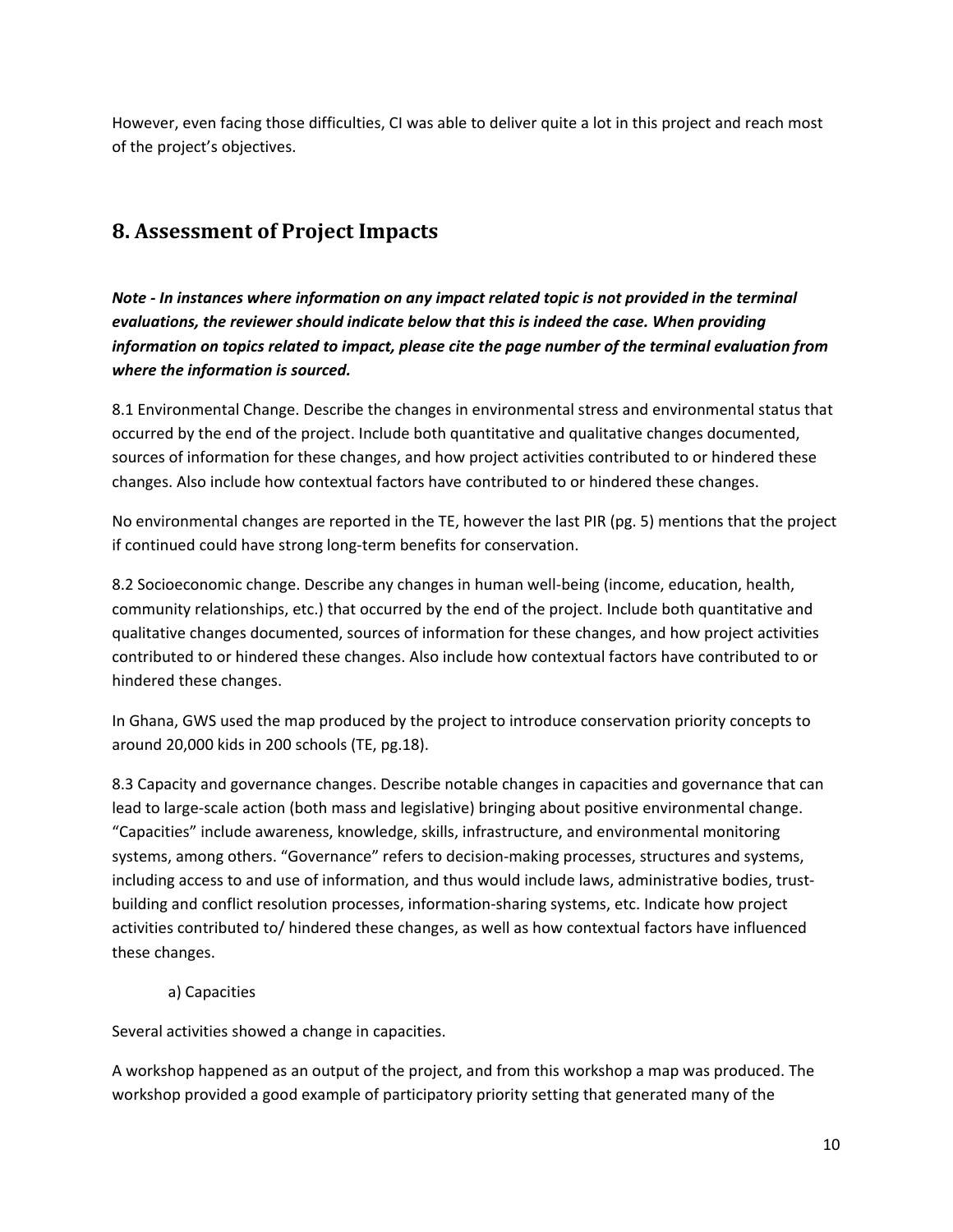However, even facing those difficulties, CI was able to deliver quite a lot in this project and reach most of the project's objectives.

## 8. Assessment of Project Impacts

***Note - In instances where information on any impact related topic is not provided in the terminal evaluations, the reviewer should indicate below that this is indeed the case. When providing information on topics related to impact, please cite the page number of the terminal evaluation from where the information is sourced.***

8.1 Environmental Change. Describe the changes in environmental stress and environmental status that occurred by the end of the project. Include both quantitative and qualitative changes documented, sources of information for these changes, and how project activities contributed to or hindered these changes. Also include how contextual factors have contributed to or hindered these changes.

No environmental changes are reported in the TE, however the last PIR (pg. 5) mentions that the project if continued could have strong long-term benefits for conservation.

8.2 Socioeconomic change. Describe any changes in human well-being (income, education, health, community relationships, etc.) that occurred by the end of the project. Include both quantitative and qualitative changes documented, sources of information for these changes, and how project activities contributed to or hindered these changes. Also include how contextual factors have contributed to or hindered these changes.

In Ghana, GWS used the map produced by the project to introduce conservation priority concepts to around 20,000 kids in 200 schools (TE, pg.18).

8.3 Capacity and governance changes. Describe notable changes in capacities and governance that can lead to large-scale action (both mass and legislative) bringing about positive environmental change. "Capacities" include awareness, knowledge, skills, infrastructure, and environmental monitoring systems, among others. "Governance" refers to decision-making processes, structures and systems, including access to and use of information, and thus would include laws, administrative bodies, trust-building and conflict resolution processes, information-sharing systems, etc. Indicate how project activities contributed to/ hindered these changes, as well as how contextual factors have influenced these changes.

a) Capacities

Several activities showed a change in capacities.

A workshop happened as an output of the project, and from this workshop a map was produced. The workshop provided a good example of participatory priority setting that generated many of the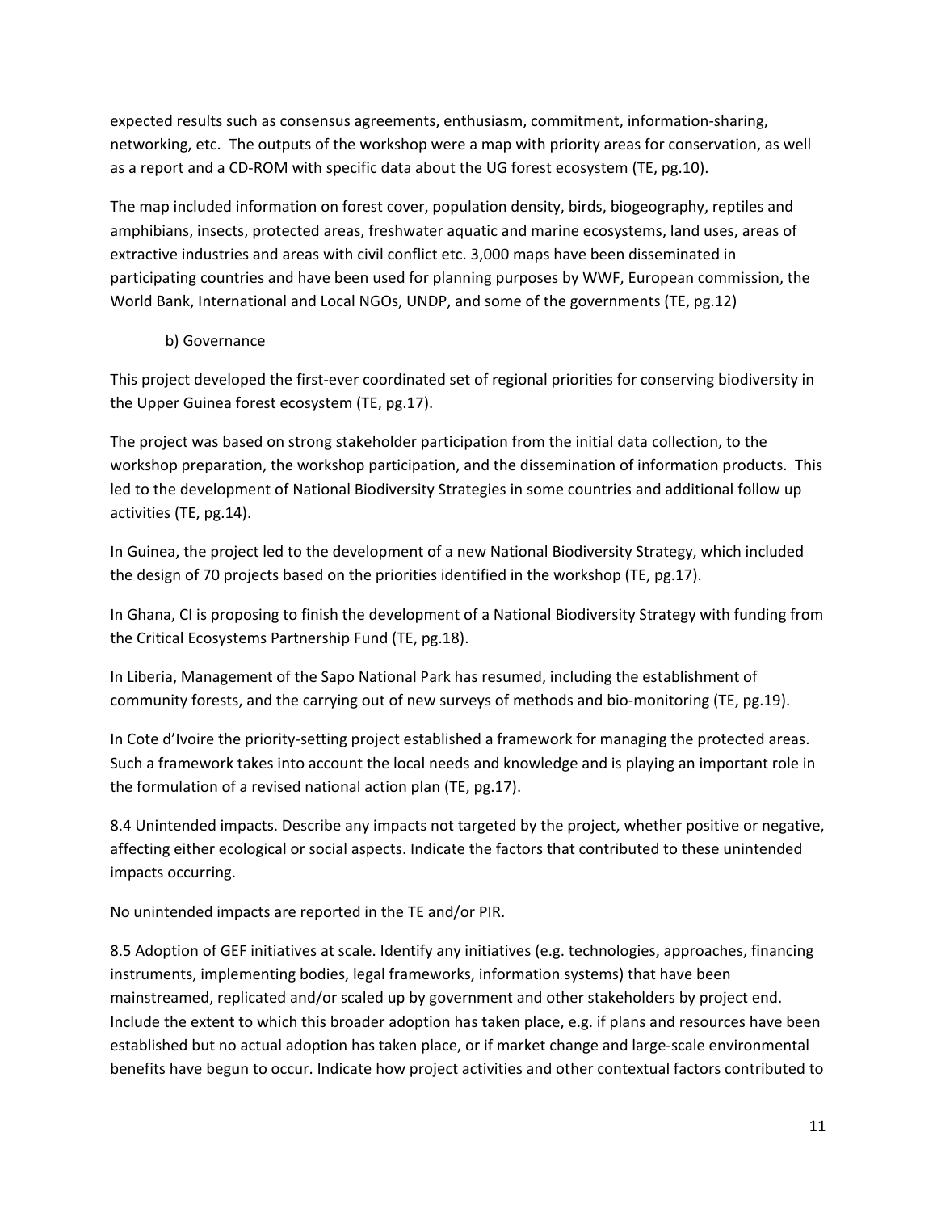expected results such as consensus agreements, enthusiasm, commitment, information-sharing, networking, etc. The outputs of the workshop were a map with priority areas for conservation, as well as a report and a CD-ROM with specific data about the UG forest ecosystem (TE, pg.10).

The map included information on forest cover, population density, birds, biogeography, reptiles and amphibians, insects, protected areas, freshwater aquatic and marine ecosystems, land uses, areas of extractive industries and areas with civil conflict etc. 3,000 maps have been disseminated in participating countries and have been used for planning purposes by WWF, European commission, the World Bank, International and Local NGOs, UNDP, and some of the governments (TE, pg.12)

b) Governance

This project developed the first-ever coordinated set of regional priorities for conserving biodiversity in the Upper Guinea forest ecosystem (TE, pg.17).

The project was based on strong stakeholder participation from the initial data collection, to the workshop preparation, the workshop participation, and the dissemination of information products. This led to the development of National Biodiversity Strategies in some countries and additional follow up activities (TE, pg.14).

In Guinea, the project led to the development of a new National Biodiversity Strategy, which included the design of 70 projects based on the priorities identified in the workshop (TE, pg.17).

In Ghana, CI is proposing to finish the development of a National Biodiversity Strategy with funding from the Critical Ecosystems Partnership Fund (TE, pg.18).

In Liberia, Management of the Sapo National Park has resumed, including the establishment of community forests, and the carrying out of new surveys of methods and bio-monitoring (TE, pg.19).

In Cote d'Ivoire the priority-setting project established a framework for managing the protected areas. Such a framework takes into account the local needs and knowledge and is playing an important role in the formulation of a revised national action plan (TE, pg.17).

8.4 Unintended impacts. Describe any impacts not targeted by the project, whether positive or negative, affecting either ecological or social aspects. Indicate the factors that contributed to these unintended impacts occurring.

No unintended impacts are reported in the TE and/or PIR.

8.5 Adoption of GEF initiatives at scale. Identify any initiatives (e.g. technologies, approaches, financing instruments, implementing bodies, legal frameworks, information systems) that have been mainstreamed, replicated and/or scaled up by government and other stakeholders by project end. Include the extent to which this broader adoption has taken place, e.g. if plans and resources have been established but no actual adoption has taken place, or if market change and large-scale environmental benefits have begun to occur. Indicate how project activities and other contextual factors contributed to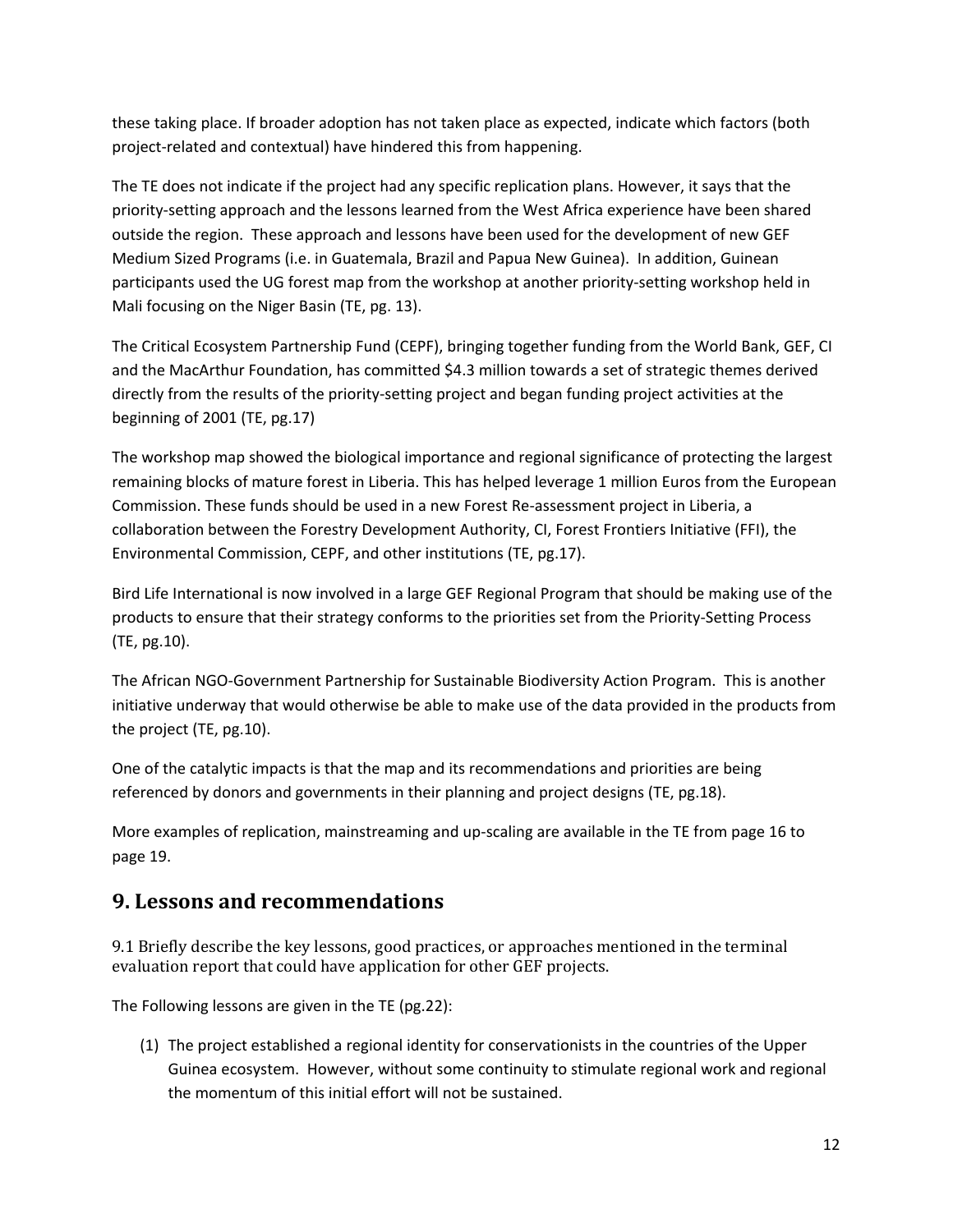these taking place. If broader adoption has not taken place as expected, indicate which factors (both project-related and contextual) have hindered this from happening.

The TE does not indicate if the project had any specific replication plans. However, it says that the priority-setting approach and the lessons learned from the West Africa experience have been shared outside the region. These approach and lessons have been used for the development of new GEF Medium Sized Programs (i.e. in Guatemala, Brazil and Papua New Guinea). In addition, Guinean participants used the UG forest map from the workshop at another priority-setting workshop held in Mali focusing on the Niger Basin (TE, pg. 13).

The Critical Ecosystem Partnership Fund (CEPF), bringing together funding from the World Bank, GEF, CI and the MacArthur Foundation, has committed $4.3 million towards a set of strategic themes derived directly from the results of the priority-setting project and began funding project activities at the beginning of 2001 (TE, pg.17)

The workshop map showed the biological importance and regional significance of protecting the largest remaining blocks of mature forest in Liberia. This has helped leverage 1 million Euros from the European Commission. These funds should be used in a new Forest Re-assessment project in Liberia, a collaboration between the Forestry Development Authority, CI, Forest Frontiers Initiative (FFI), the Environmental Commission, CEPF, and other institutions (TE, pg.17).

Bird Life International is now involved in a large GEF Regional Program that should be making use of the products to ensure that their strategy conforms to the priorities set from the Priority-Setting Process (TE, pg.10).

The African NGO-Government Partnership for Sustainable Biodiversity Action Program. This is another initiative underway that would otherwise be able to make use of the data provided in the products from the project (TE, pg.10).

One of the catalytic impacts is that the map and its recommendations and priorities are being referenced by donors and governments in their planning and project designs (TE, pg.18).

More examples of replication, mainstreaming and up-scaling are available in the TE from page 16 to page 19.

## 9. Lessons and recommendations

9.1 Briefly describe the key lessons, good practices, or approaches mentioned in the terminal evaluation report that could have application for other GEF projects.

The Following lessons are given in the TE (pg.22):

(1) The project established a regional identity for conservationists in the countries of the Upper Guinea ecosystem. However, without some continuity to stimulate regional work and regional the momentum of this initial effort will not be sustained.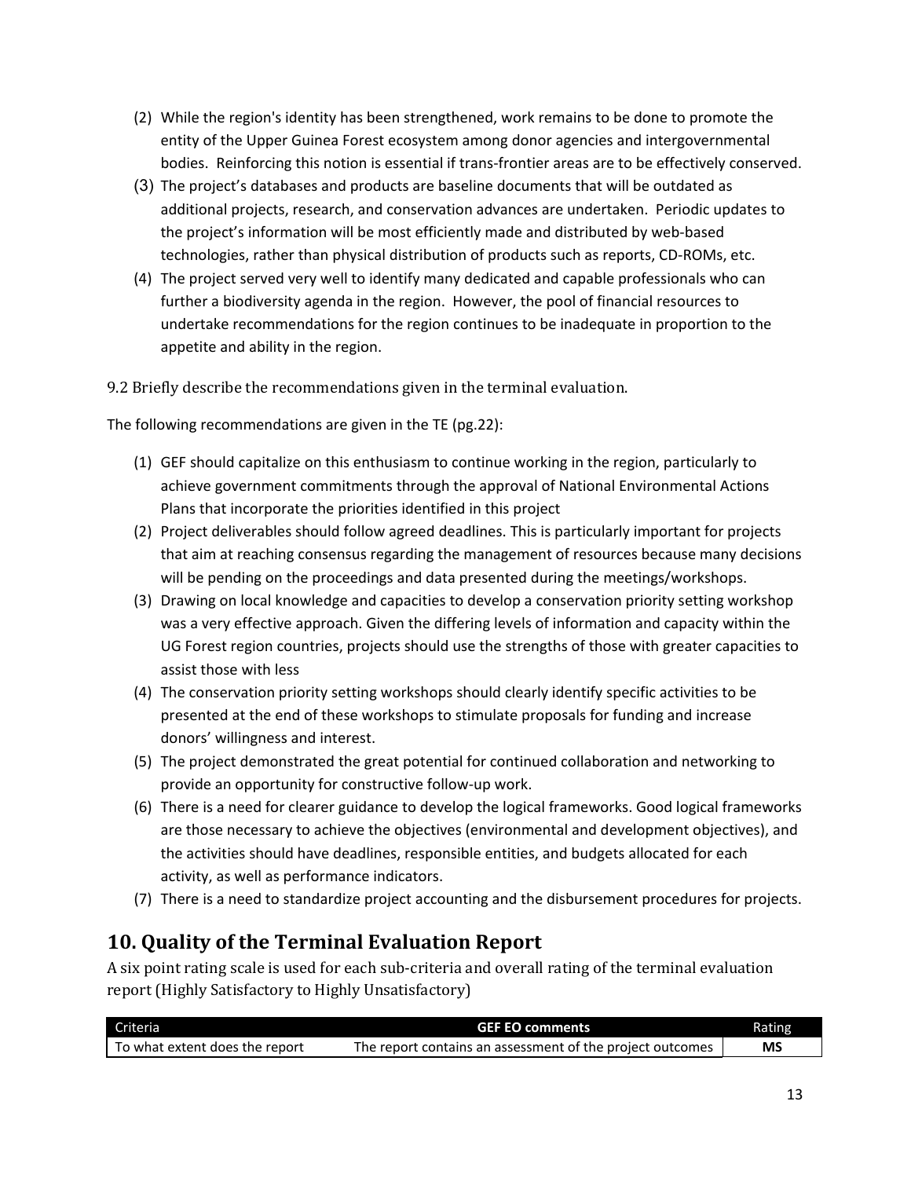(2) While the region's identity has been strengthened, work remains to be done to promote the entity of the Upper Guinea Forest ecosystem among donor agencies and intergovernmental bodies. Reinforcing this notion is essential if trans-frontier areas are to be effectively conserved.

(3) The project's databases and products are baseline documents that will be outdated as additional projects, research, and conservation advances are undertaken. Periodic updates to the project's information will be most efficiently made and distributed by web-based technologies, rather than physical distribution of products such as reports, CD-ROMs, etc.

(4) The project served very well to identify many dedicated and capable professionals who can further a biodiversity agenda in the region. However, the pool of financial resources to undertake recommendations for the region continues to be inadequate in proportion to the appetite and ability in the region.

9.2 Briefly describe the recommendations given in the terminal evaluation.

The following recommendations are given in the TE (pg.22):

(1) GEF should capitalize on this enthusiasm to continue working in the region, particularly to achieve government commitments through the approval of National Environmental Actions Plans that incorporate the priorities identified in this project

(2) Project deliverables should follow agreed deadlines. This is particularly important for projects that aim at reaching consensus regarding the management of resources because many decisions will be pending on the proceedings and data presented during the meetings/workshops.

(3) Drawing on local knowledge and capacities to develop a conservation priority setting workshop was a very effective approach. Given the differing levels of information and capacity within the UG Forest region countries, projects should use the strengths of those with greater capacities to assist those with less

(4) The conservation priority setting workshops should clearly identify specific activities to be presented at the end of these workshops to stimulate proposals for funding and increase donors' willingness and interest.

(5) The project demonstrated the great potential for continued collaboration and networking to provide an opportunity for constructive follow-up work.

(6) There is a need for clearer guidance to develop the logical frameworks. Good logical frameworks are those necessary to achieve the objectives (environmental and development objectives), and the activities should have deadlines, responsible entities, and budgets allocated for each activity, as well as performance indicators.

(7) There is a need to standardize project accounting and the disbursement procedures for projects.

## 10. Quality of the Terminal Evaluation Report

A six point rating scale is used for each sub-criteria and overall rating of the terminal evaluation report (Highly Satisfactory to Highly Unsatisfactory)

| Criteria | GEF EO comments | Rating |
|---|---|---|
| To what extent does the report | The report contains an assessment of the project outcomes | **MS** |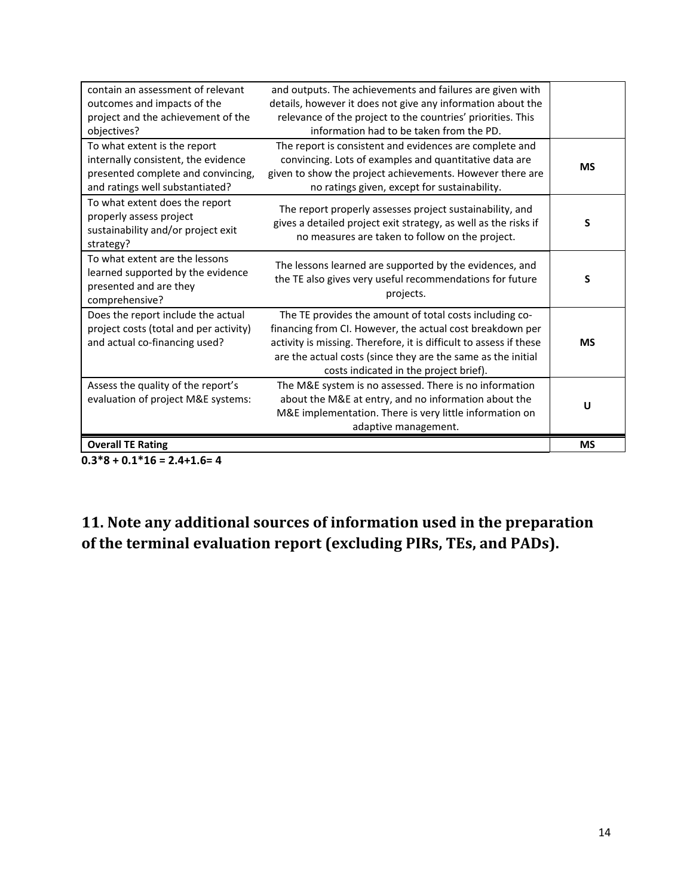| | | |
|---|---|---|
| contain an assessment of relevant outcomes and impacts of the project and the achievement of the objectives? | and outputs. The achievements and failures are given with details, however it does not give any information about the relevance of the project to the countries' priorities. This information had to be taken from the PD. | |
| To what extent is the report internally consistent, the evidence presented complete and convincing, and ratings well substantiated? | The report is consistent and evidences are complete and convincing. Lots of examples and quantitative data are given to show the project achievements. However there are no ratings given, except for sustainability. | **MS** |
| To what extent does the report properly assess project sustainability and/or project exit strategy? | The report properly assesses project sustainability, and gives a detailed project exit strategy, as well as the risks if no measures are taken to follow on the project. | **S** |
| To what extent are the lessons learned supported by the evidence presented and are they comprehensive? | The lessons learned are supported by the evidences, and the TE also gives very useful recommendations for future projects. | **S** |
| Does the report include the actual project costs (total and per activity) and actual co-financing used? | The TE provides the amount of total costs including co-financing from CI. However, the actual cost breakdown per activity is missing. Therefore, it is difficult to assess if these are the actual costs (since they are the same as the initial costs indicated in the project brief). | **MS** |
| Assess the quality of the report's evaluation of project M&E systems: | The M&E system is no assessed. There is no information about the M&E at entry, and no information about the M&E implementation. There is very little information on adaptive management. | **U** |
| **Overall TE Rating** | | **MS** |

**0.3*8 + 0.1*16 = 2.4+1.6= 4**

## 11. Note any additional sources of information used in the preparation of the terminal evaluation report (excluding PIRs, TEs, and PADs).